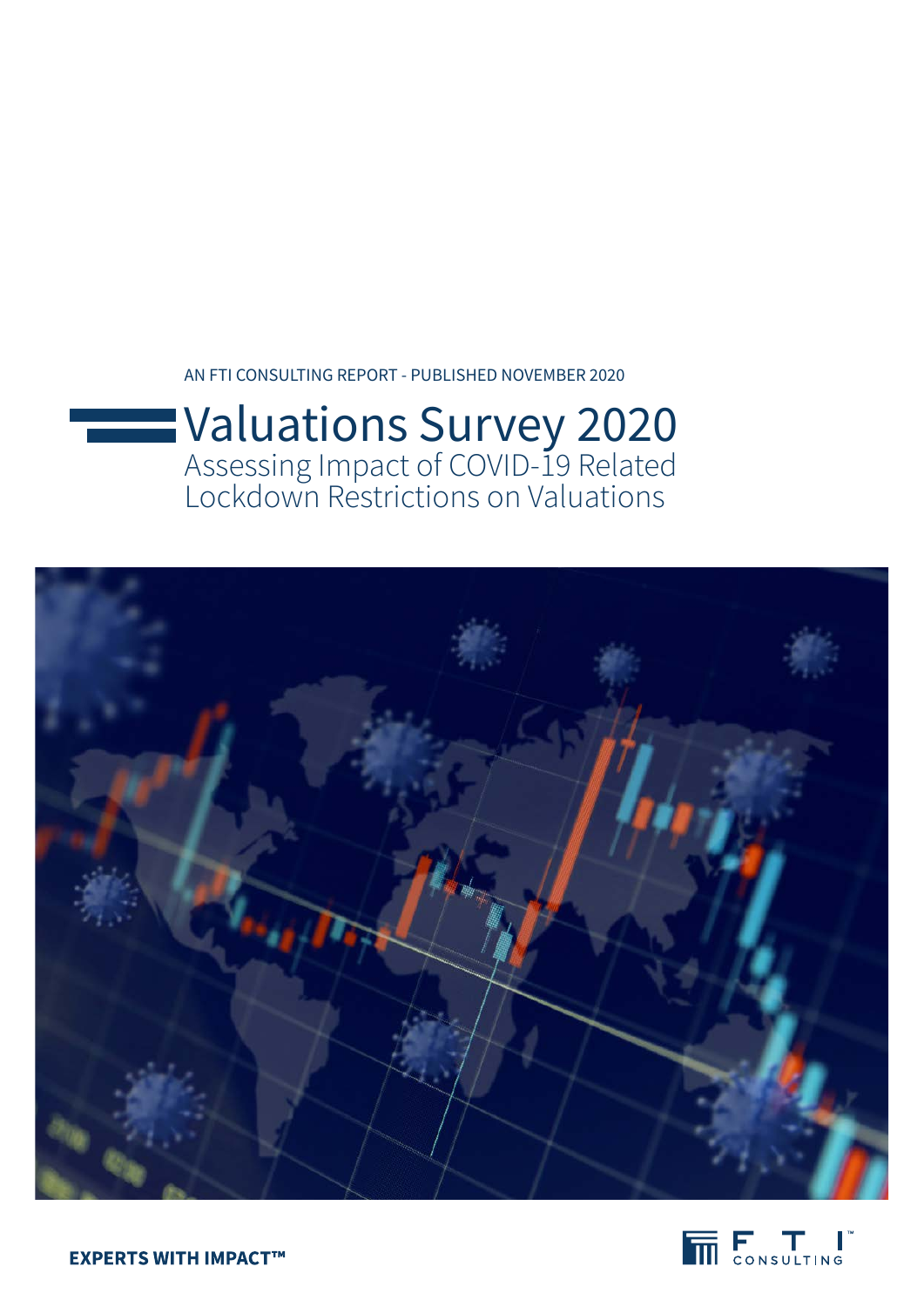AN FTI CONSULTING REPORT - PUBLISHED NOVEMBER 2020

# Valuations Survey 2020

## Assessing Impact of COVID-19 Related Lockdown Restrictions on Valuations

**EXPERTS WITH IMPACT™**

FTI CONSULTING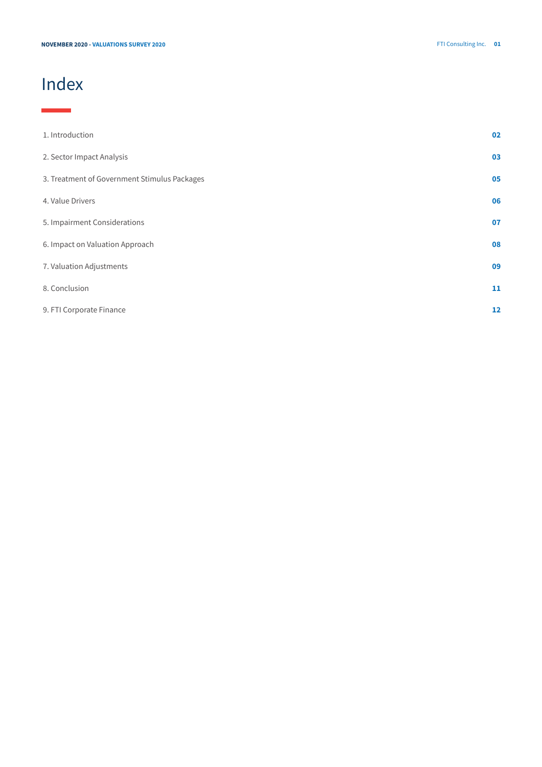# Index

| | |
|---|---|
| 1. Introduction | 02 |
| 2. Sector Impact Analysis | 03 |
| 3. Treatment of Government Stimulus Packages | 05 |
| 4. Value Drivers | 06 |
| 5. Impairment Considerations | 07 |
| 6. Impact on Valuation Approach | 08 |
| 7. Valuation Adjustments | 09 |
| 8. Conclusion | 11 |
| 9. FTI Corporate Finance | 12 |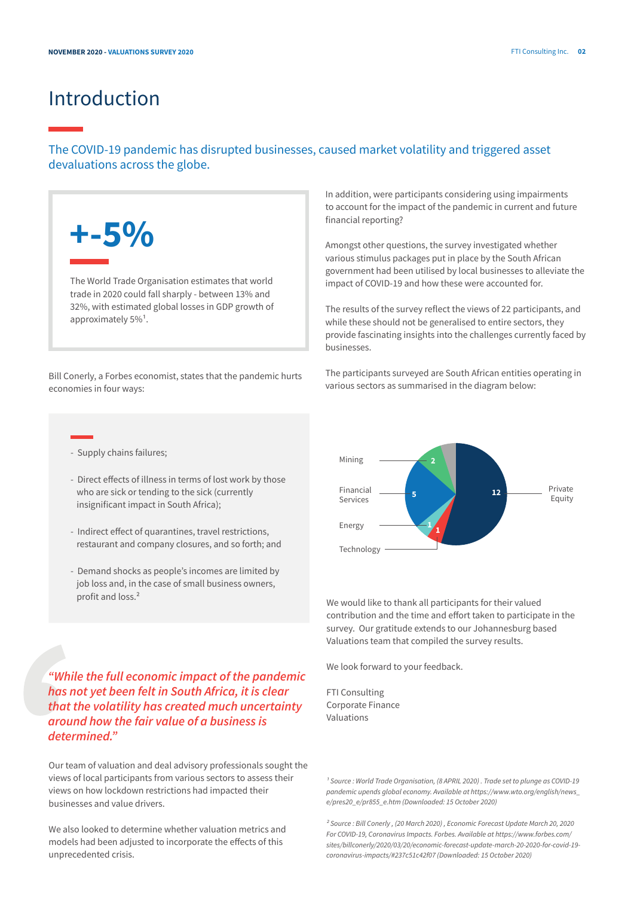# Introduction

The COVID-19 pandemic has disrupted businesses, caused market volatility and triggered asset devaluations across the globe.

**+-5%**

The World Trade Organisation estimates that world trade in 2020 could fall sharply - between 13% and 32%, with estimated global losses in GDP growth of approximately 5%[1].

Bill Conerly, a Forbes economist, states that the pandemic hurts economies in four ways:

- Supply chains failures;
- Direct effects of illness in terms of lost work by those who are sick or tending to the sick (currently insignificant impact in South Africa);
- Indirect effect of quarantines, travel restrictions, restaurant and company closures, and so forth; and
- Demand shocks as people's incomes are limited by job loss and, in the case of small business owners, profit and loss.[2]

*"While the full economic impact of the pandemic has not yet been felt in South Africa, it is clear that the volatility has created much uncertainty around how the fair value of a business is determined."*

Our team of valuation and deal advisory professionals sought the views of local participants from various sectors to assess their views on how lockdown restrictions had impacted their businesses and value drivers.

We also looked to determine whether valuation metrics and models had been adjusted to incorporate the effects of this unprecedented crisis.

In addition, were participants considering using impairments to account for the impact of the pandemic in current and future financial reporting?

Amongst other questions, the survey investigated whether various stimulus packages put in place by the South African government had been utilised by local businesses to alleviate the impact of COVID-19 and how these were accounted for.

The results of the survey reflect the views of 22 participants, and while these should not be generalised to entire sectors, they provide fascinating insights into the challenges currently faced by businesses.

The participants surveyed are South African entities operating in various sectors as summarised in the diagram below:

| Sector | Participants |
|---|---|
| Private Equity | 12 |
| Financial Services | 5 |
| Mining | 2 |
| Energy | 1 |
| Technology | 1 |

We would like to thank all participants for their valued contribution and the time and effort taken to participate in the survey. Our gratitude extends to our Johannesburg based Valuations team that compiled the survey results.

We look forward to your feedback.

FTI Consulting
Corporate Finance
Valuations

*[1] Source : World Trade Organisation, (8 APRIL 2020) . Trade set to plunge as COVID-19 pandemic upends global economy. Available at https://www.wto.org/english/news_e/pres20_e/pr855_e.htm (Downloaded: 15 October 2020)*

*[2] Source : Bill Conerly , (20 March 2020) , Economic Forecast Update March 20, 2020 For COVID-19, Coronavirus Impacts. Forbes. Available at https://www.forbes.com/sites/billconerly/2020/03/20/economic-forecast-update-march-20-2020-for-covid-19-coronavirus-impacts/#237c51c42f07 (Downloaded: 15 October 2020)*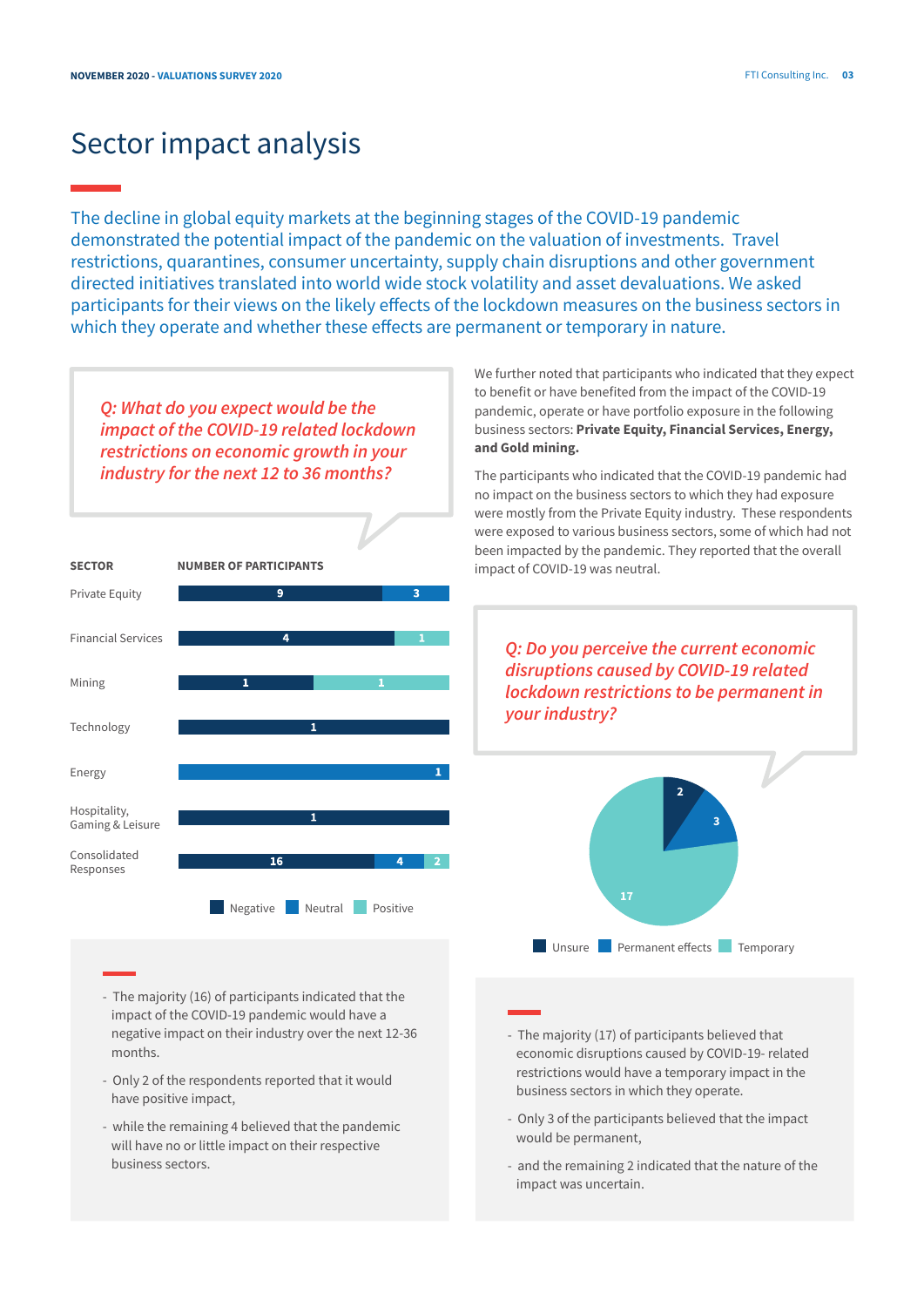# Sector impact analysis

The decline in global equity markets at the beginning stages of the COVID-19 pandemic demonstrated the potential impact of the pandemic on the valuation of investments. Travel restrictions, quarantines, consumer uncertainty, supply chain disruptions and other government directed initiatives translated into world wide stock volatility and asset devaluations. We asked participants for their views on the likely effects of the lockdown measures on the business sectors in which they operate and whether these effects are permanent or temporary in nature.

*Q: What do you expect would be the impact of the COVID-19 related lockdown restrictions on economic growth in your industry for the next 12 to 36 months?*

| SECTOR | Negative | Neutral | Positive |
|---|---|---|---|
| Private Equity | 9 | 3 | |
| Financial Services | 4 | | 1 |
| Mining | 1 | | 1 |
| Technology | 1 | | |
| Energy | | 1 | |
| Hospitality, Gaming & Leisure | 1 | | |
| Consolidated Responses | 16 | 4 | 2 |

- The majority (16) of participants indicated that the impact of the COVID-19 pandemic would have a negative impact on their industry over the next 12-36 months.
- Only 2 of the respondents reported that it would have positive impact,
- while the remaining 4 believed that the pandemic will have no or little impact on their respective business sectors.

We further noted that participants who indicated that they expect to benefit or have benefited from the impact of the COVID-19 pandemic, operate or have portfolio exposure in the following business sectors: **Private Equity, Financial Services, Energy, and Gold mining.**

The participants who indicated that the COVID-19 pandemic had no impact on the business sectors to which they had exposure were mostly from the Private Equity industry. These respondents were exposed to various business sectors, some of which had not been impacted by the pandemic. They reported that the overall impact of COVID-19 was neutral.

*Q: Do you perceive the current economic disruptions caused by COVID-19 related lockdown restrictions to be permanent in your industry?*

| Response | Number of participants |
|---|---|
| Unsure | 2 |
| Permanent effects | 3 |
| Temporary | 17 |

- The majority (17) of participants believed that economic disruptions caused by COVID-19- related restrictions would have a temporary impact in the business sectors in which they operate.
- Only 3 of the participants believed that the impact would be permanent,
- and the remaining 2 indicated that the nature of the impact was uncertain.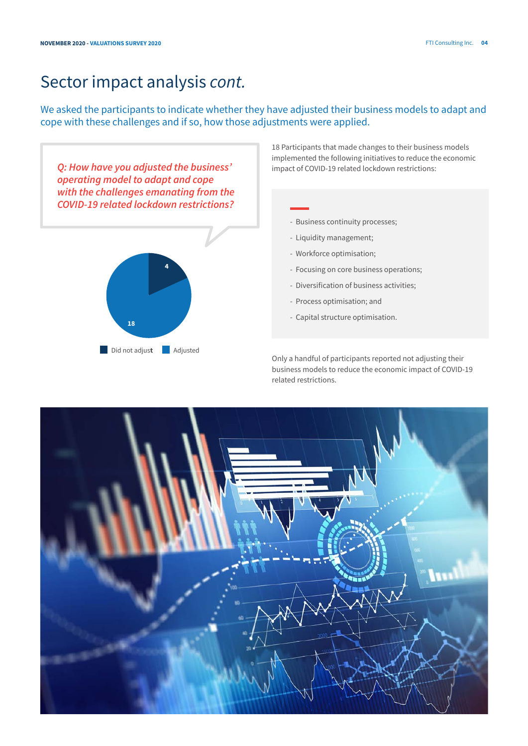# Sector impact analysis *cont.*

We asked the participants to indicate whether they have adjusted their business models to adapt and cope with these challenges and if so, how those adjustments were applied.

*Q: How have you adjusted the business' operating model to adapt and cope with the challenges emanating from the COVID-19 related lockdown restrictions?*

| Response | Count |
|---|---|
| Did not adjust | 4 |
| Adjusted | 18 |

18 Participants that made changes to their business models implemented the following initiatives to reduce the economic impact of COVID-19 related lockdown restrictions:

- Business continuity processes;
- Liquidity management;
- Workforce optimisation;
- Focusing on core business operations;
- Diversification of business activities;
- Process optimisation; and
- Capital structure optimisation.

Only a handful of participants reported not adjusting their business models to reduce the economic impact of COVID-19 related restrictions.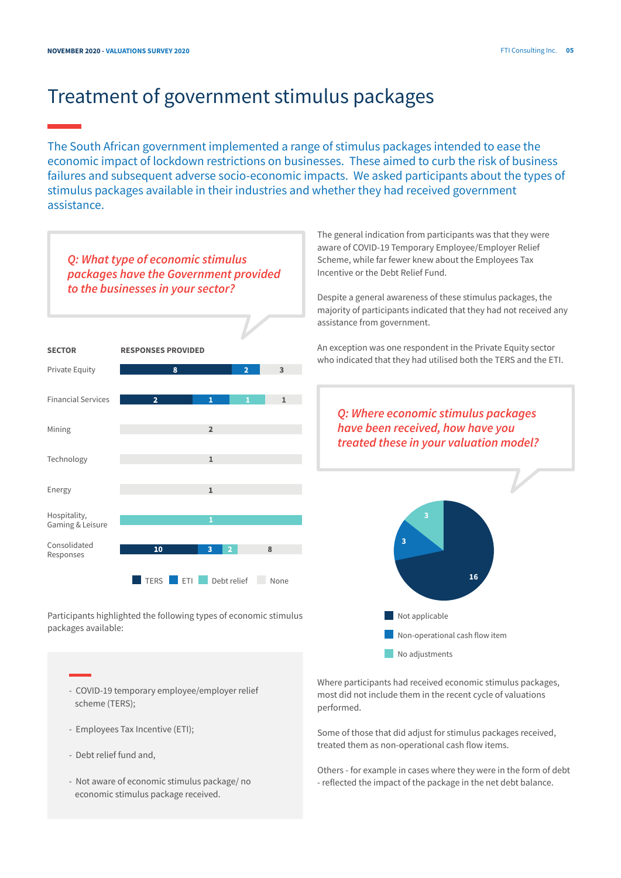# Treatment of government stimulus packages

The South African government implemented a range of stimulus packages intended to ease the economic impact of lockdown restrictions on businesses. These aimed to curb the risk of business failures and subsequent adverse socio-economic impacts. We asked participants about the types of stimulus packages available in their industries and whether they had received government assistance.

*Q: What type of economic stimulus packages have the Government provided to the businesses in your sector?*

| SECTOR | TERS | ETI | Debt relief | None |
|---|---|---|---|---|
| Private Equity | 8 | 2 | | 3 |
| Financial Services | 2 | 1 | 1 | 1 |
| Mining | | | | 2 |
| Technology | | | | 1 |
| Energy | | | | 1 |
| Hospitality, Gaming & Leisure | | | 1 | |
| Consolidated Responses | 10 | 3 | 2 | 8 |

Participants highlighted the following types of economic stimulus packages available:

- COVID-19 temporary employee/employer relief scheme (TERS);
- Employees Tax Incentive (ETI);
- Debt relief fund and,
- Not aware of economic stimulus package/ no economic stimulus package received.

The general indication from participants was that they were aware of COVID-19 Temporary Employee/Employer Relief Scheme, while far fewer knew about the Employees Tax Incentive or the Debt Relief Fund.

Despite a general awareness of these stimulus packages, the majority of participants indicated that they had not received any assistance from government.

An exception was one respondent in the Private Equity sector who indicated that they had utilised both the TERS and the ETI.

*Q: Where economic stimulus packages have been received, how have you treated these in your valuation model?*

| Treatment | Responses |
|---|---|
| Not applicable | 16 |
| Non-operational cash flow item | 3 |
| No adjustments | 3 |

Where participants had received economic stimulus packages, most did not include them in the recent cycle of valuations performed.

Some of those that did adjust for stimulus packages received, treated them as non-operational cash flow items.

Others - for example in cases where they were in the form of debt - reflected the impact of the package in the net debt balance.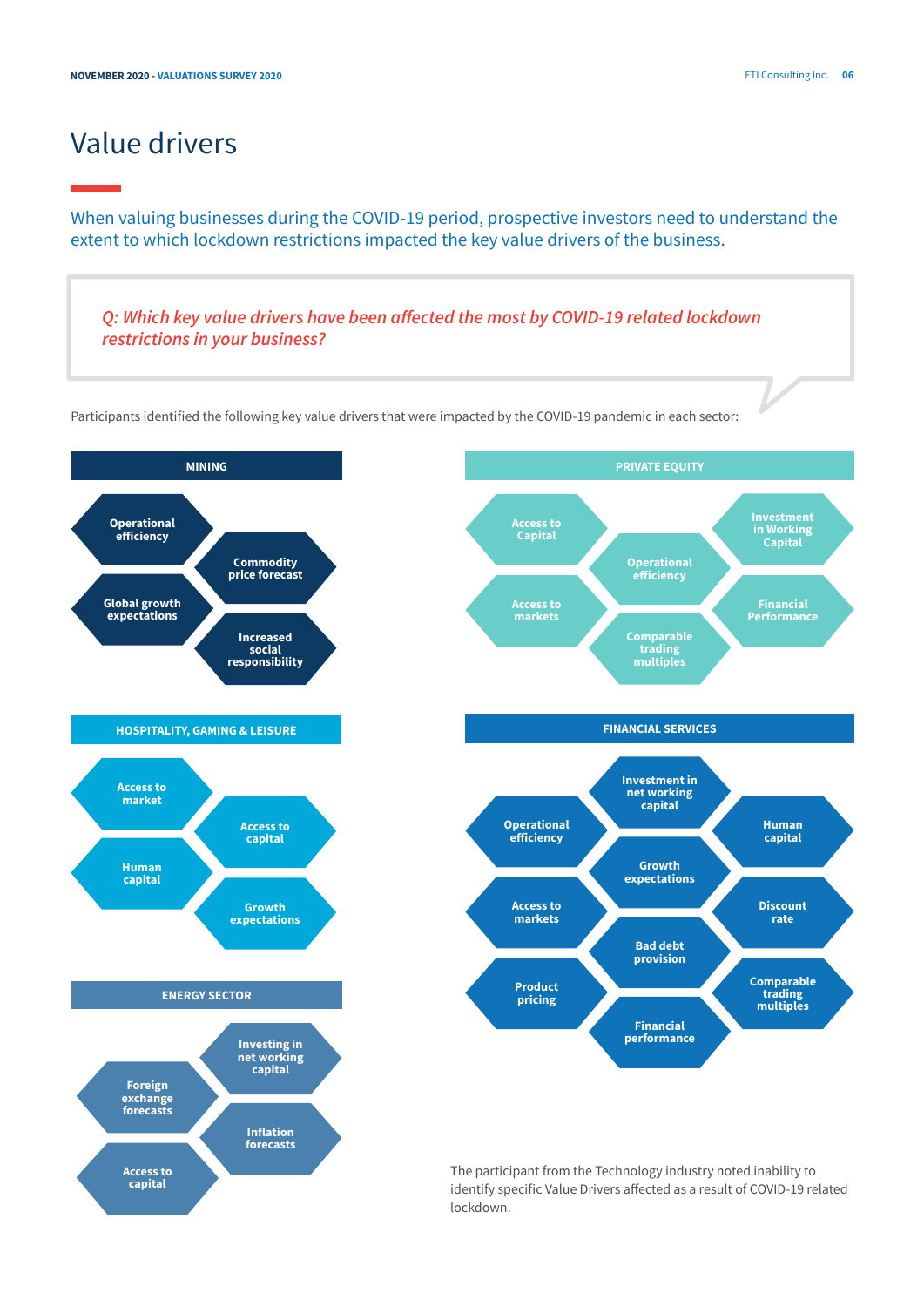# Value drivers

When valuing businesses during the COVID-19 period, prospective investors need to understand the extent to which lockdown restrictions impacted the key value drivers of the business.

*Q: Which key value drivers have been affected the most by COVID-19 related lockdown restrictions in your business?*

Participants identified the following key value drivers that were impacted by the COVID-19 pandemic in each sector:

### MINING

- Operational efficiency
- Commodity price forecast
- Global growth expectations
- Increased social responsibility

### HOSPITALITY, GAMING & LEISURE

- Access to market
- Access to capital
- Human capital
- Growth expectations

### ENERGY SECTOR

- Investing in net working capital
- Foreign exchange forecasts
- Inflation forecasts
- Access to capital

### PRIVATE EQUITY

- Access to Capital
- Investment in Working Capital
- Operational efficiency
- Access to markets
- Financial Performance
- Comparable trading multiples

### FINANCIAL SERVICES

- Investment in net working capital
- Operational efficiency
- Human capital
- Growth expectations
- Access to markets
- Discount rate
- Bad debt provision
- Product pricing
- Comparable trading multiples
- Financial performance

The participant from the Technology industry noted inability to identify specific Value Drivers affected as a result of COVID-19 related lockdown.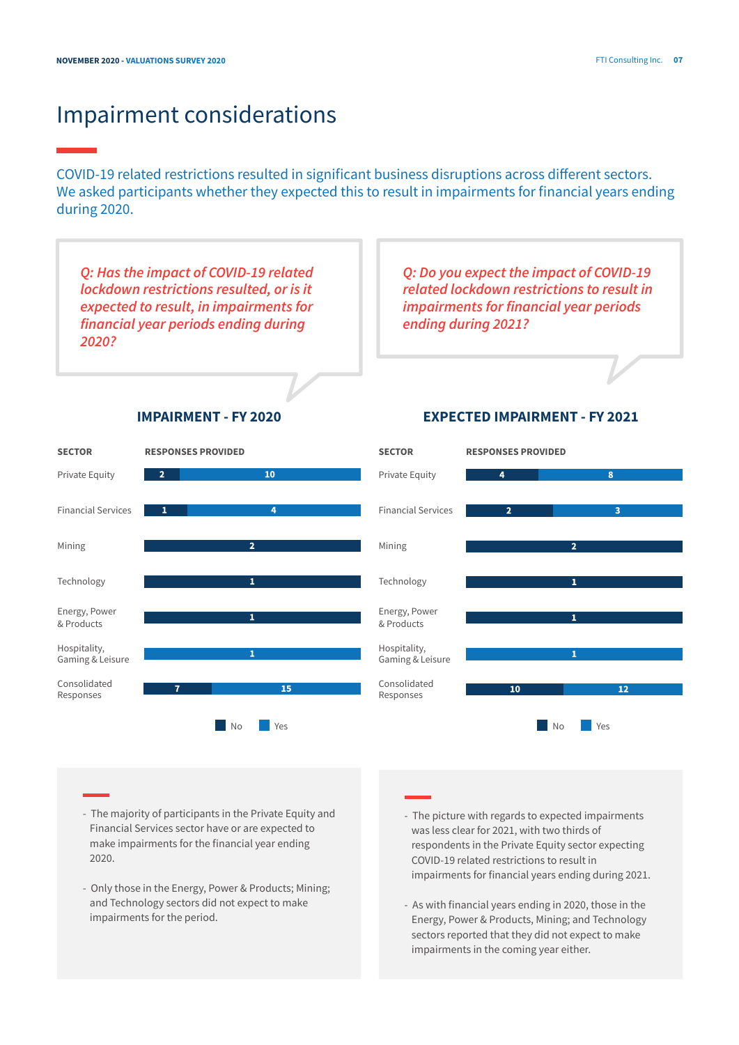# Impairment considerations

COVID-19 related restrictions resulted in significant business disruptions across different sectors. We asked participants whether they expected this to result in impairments for financial years ending during 2020.

*Q: Has the impact of COVID-19 related lockdown restrictions resulted, or is it expected to result, in impairments for financial year periods ending during 2020?*

*Q: Do you expect the impact of COVID-19 related lockdown restrictions to result in impairments for financial year periods ending during 2021?*

### IMPAIRMENT - FY 2020

| SECTOR | No | Yes |
|---|---|---|
| Private Equity | 2 | 10 |
| Financial Services | 1 | 4 |
| Mining | 2 | |
| Technology | 1 | |
| Energy, Power & Products | 1 | |
| Hospitality, Gaming & Leisure | | 1 |
| Consolidated Responses | 7 | 15 |

### EXPECTED IMPAIRMENT - FY 2021

| SECTOR | No | Yes |
|---|---|---|
| Private Equity | 4 | 8 |
| Financial Services | 2 | 3 |
| Mining | 2 | |
| Technology | 1 | |
| Energy, Power & Products | 1 | |
| Hospitality, Gaming & Leisure | | 1 |
| Consolidated Responses | 10 | 12 |

- The majority of participants in the Private Equity and Financial Services sector have or are expected to make impairments for the financial year ending 2020.
- Only those in the Energy, Power & Products; Mining; and Technology sectors did not expect to make impairments for the period.

- The picture with regards to expected impairments was less clear for 2021, with two thirds of respondents in the Private Equity sector expecting COVID-19 related restrictions to result in impairments for financial years ending during 2021.
- As with financial years ending in 2020, those in the Energy, Power & Products, Mining; and Technology sectors reported that they did not expect to make impairments in the coming year either.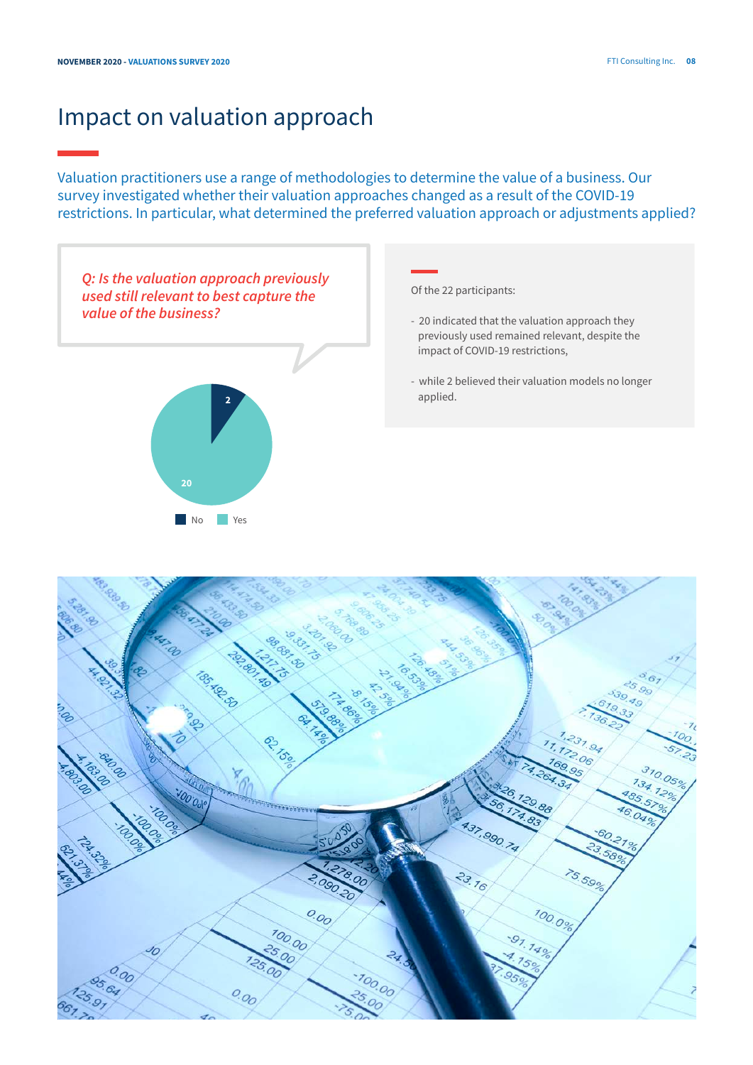# Impact on valuation approach

Valuation practitioners use a range of methodologies to determine the value of a business. Our survey investigated whether their valuation approaches changed as a result of the COVID-19 restrictions. In particular, what determined the preferred valuation approach or adjustments applied?

*Q: Is the valuation approach previously used still relevant to best capture the value of the business?*

| Response | Count |
|---|---|
| No | 2 |
| Yes | 20 |

Of the 22 participants:

- 20 indicated that the valuation approach they previously used remained relevant, despite the impact of COVID-19 restrictions,
- while 2 believed their valuation models no longer applied.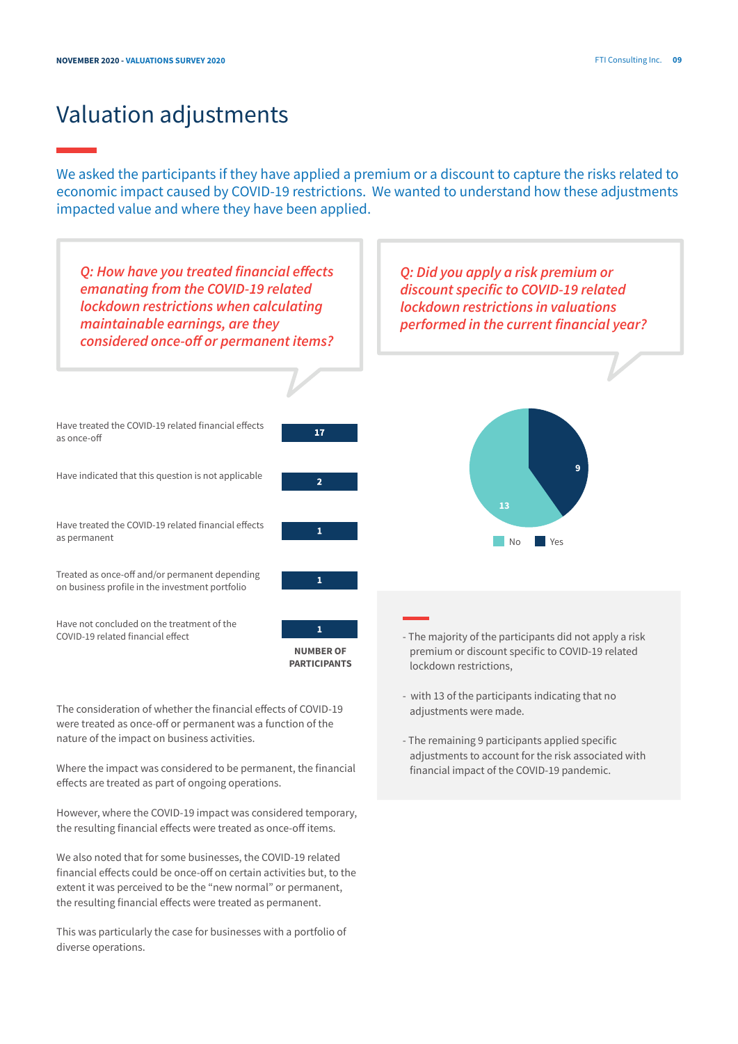# Valuation adjustments

We asked the participants if they have applied a premium or a discount to capture the risks related to economic impact caused by COVID-19 restrictions. We wanted to understand how these adjustments impacted value and where they have been applied.

*Q: How have you treated financial effects emanating from the COVID-19 related lockdown restrictions when calculating maintainable earnings, are they considered once-off or permanent items?*

| | NUMBER OF PARTICIPANTS |
|---|---|
| Have treated the COVID-19 related financial effects as once-off | 17 |
| Have indicated that this question is not applicable | 2 |
| Have treated the COVID-19 related financial effects as permanent | 1 |
| Treated as once-off and/or permanent depending on business profile in the investment portfolio | 1 |
| Have not concluded on the treatment of the COVID-19 related financial effect | 1 |

The consideration of whether the financial effects of COVID-19 were treated as once-off or permanent was a function of the nature of the impact on business activities.

Where the impact was considered to be permanent, the financial effects are treated as part of ongoing operations.

However, where the COVID-19 impact was considered temporary, the resulting financial effects were treated as once-off items.

We also noted that for some businesses, the COVID-19 related financial effects could be once-off on certain activities but, to the extent it was perceived to be the "new normal" or permanent, the resulting financial effects were treated as permanent.

This was particularly the case for businesses with a portfolio of diverse operations.

*Q: Did you apply a risk premium or discount specific to COVID-19 related lockdown restrictions in valuations performed in the current financial year?*

| Response | Participants |
|---|---|
| No | 13 |
| Yes | 9 |

- The majority of the participants did not apply a risk premium or discount specific to COVID-19 related lockdown restrictions,
- with 13 of the participants indicating that no adjustments were made.
- The remaining 9 participants applied specific adjustments to account for the risk associated with financial impact of the COVID-19 pandemic.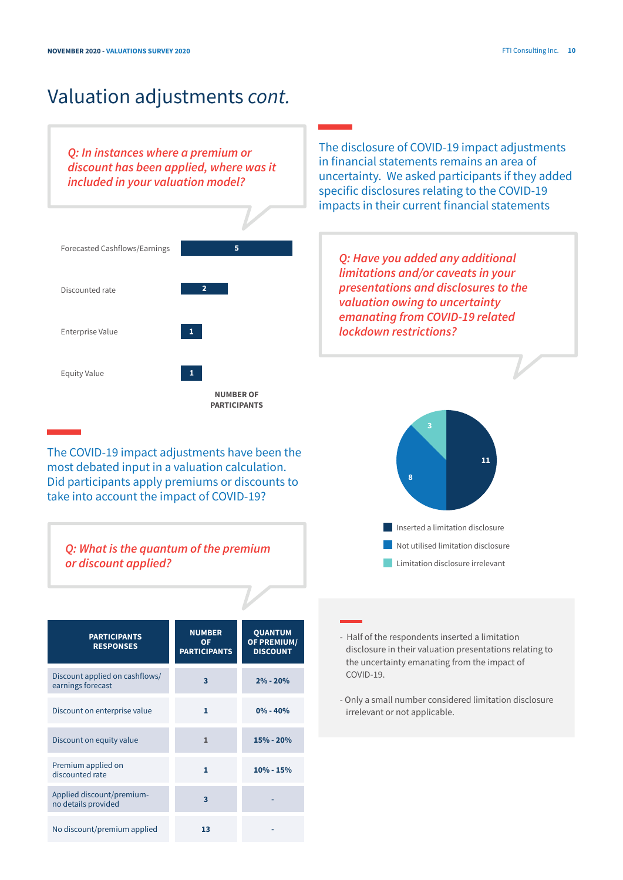# Valuation adjustments *cont.*

*Q: In instances where a premium or discount has been applied, where was it included in your valuation model?*

| | Number of participants |
|---|---|
| Forecasted Cashflows/Earnings | 5 |
| Discounted rate | 2 |
| Enterprise Value | 1 |
| Equity Value | 1 |

The COVID-19 impact adjustments have been the most debated input in a valuation calculation. Did participants apply premiums or discounts to take into account the impact of COVID-19?

*Q: What is the quantum of the premium or discount applied?*

| PARTICIPANTS RESPONSES | NUMBER OF PARTICIPANTS | QUANTUM OF PREMIUM/ DISCOUNT |
|---|---|---|
| Discount applied on cashflows/ earnings forecast | 3 | 2% - 20% |
| Discount on enterprise value | 1 | 0% - 40% |
| Discount on equity value | 1 | 15% - 20% |
| Premium applied on discounted rate | 1 | 10% - 15% |
| Applied discount/premium- no details provided | 3 | - |
| No discount/premium applied | 13 | - |

The disclosure of COVID-19 impact adjustments in financial statements remains an area of uncertainty. We asked participants if they added specific disclosures relating to the COVID-19 impacts in their current financial statements

*Q: Have you added any additional limitations and/or caveats in your presentations and disclosures to the valuation owing to uncertainty emanating from COVID-19 related lockdown restrictions?*

| Response | Number |
|---|---|
| Inserted a limitation disclosure | 11 |
| Not utilised limitation disclosure | 8 |
| Limitation disclosure irrelevant | 3 |

- Half of the respondents inserted a limitation disclosure in their valuation presentations relating to the uncertainty emanating from the impact of COVID-19.
- Only a small number considered limitation disclosure irrelevant or not applicable.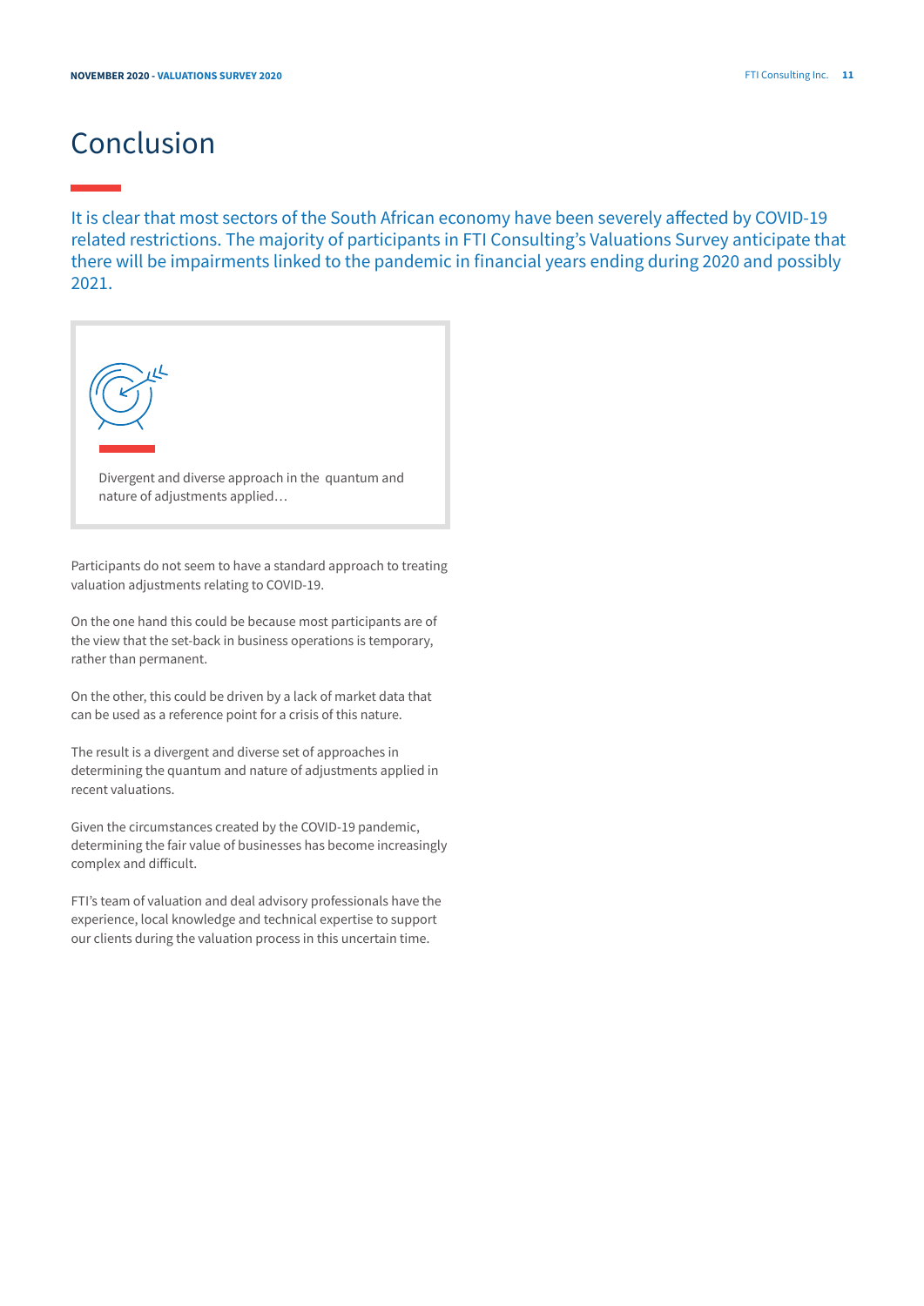# Conclusion

It is clear that most sectors of the South African economy have been severely affected by COVID-19 related restrictions. The majority of participants in FTI Consulting's Valuations Survey anticipate that there will be impairments linked to the pandemic in financial years ending during 2020 and possibly 2021.

Divergent and diverse approach in the quantum and nature of adjustments applied…

Participants do not seem to have a standard approach to treating valuation adjustments relating to COVID-19.

On the one hand this could be because most participants are of the view that the set-back in business operations is temporary, rather than permanent.

On the other, this could be driven by a lack of market data that can be used as a reference point for a crisis of this nature.

The result is a divergent and diverse set of approaches in determining the quantum and nature of adjustments applied in recent valuations.

Given the circumstances created by the COVID-19 pandemic, determining the fair value of businesses has become increasingly complex and difficult.

FTI's team of valuation and deal advisory professionals have the experience, local knowledge and technical expertise to support our clients during the valuation process in this uncertain time.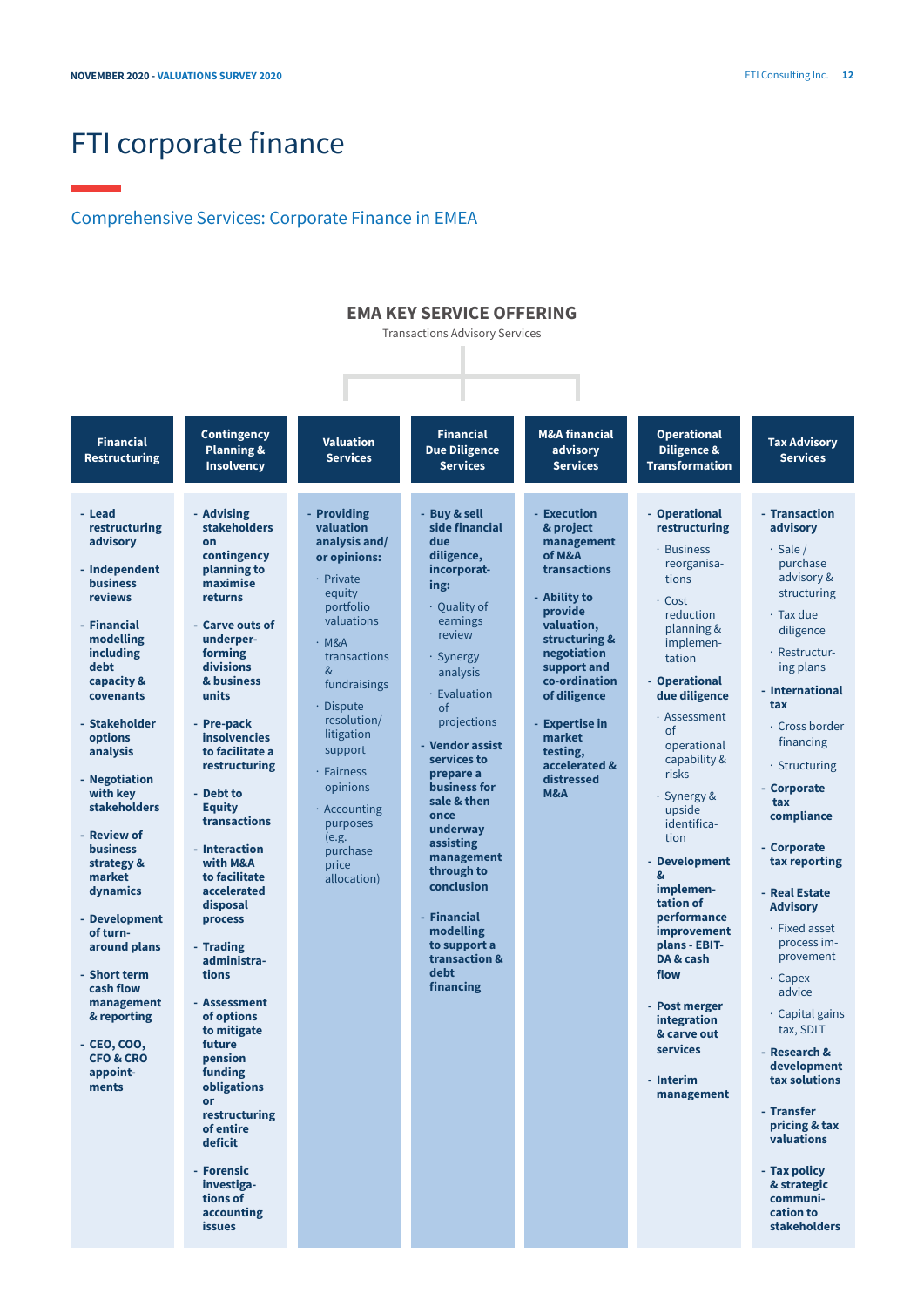# FTI corporate finance

## Comprehensive Services: Corporate Finance in EMEA

### EMA KEY SERVICE OFFERING

Transactions Advisory Services

#### Financial Restructuring

- **Lead restructuring advisory**
- **Independent business reviews**
- **Financial modelling including debt capacity & covenants**
- **Stakeholder options analysis**
- **Negotiation with key stakeholders**
- **Review of business strategy & market dynamics**
- **Development of turn-around plans**
- **Short term cash flow management & reporting**
- **CEO, COO, CFO & CRO appointments**

#### Contingency Planning & Insolvency

- **Advising stakeholders on contingency planning to maximise returns**
- **Carve outs of underperforming divisions & business units**
- **Pre-pack insolvencies to facilitate a restructuring**
- **Debt to Equity transactions**
- **Interaction with M&A to facilitate accelerated disposal process**
- **Trading administrations**
- **Assessment of options to mitigate future pension funding obligations or restructuring of entire deficit**
- **Forensic investigations of accounting issues**

#### Valuation Services

- **Providing valuation analysis and/or opinions:**
  - Private equity portfolio valuations
  - M&A transactions & fundraisings
  - Dispute resolution/ litigation support
  - Fairness opinions
  - Accounting purposes (e.g. purchase price allocation)

#### Financial Due Diligence Services

- **Buy & sell side financial due diligence, incorporating:**
  - Quality of earnings review
  - Synergy analysis
  - Evaluation of projections
- **Vendor assist services to prepare a business for sale & then once underway assisting management through to conclusion**
- **Financial modelling to support a transaction & debt financing**

#### M&A financial advisory Services

- **Execution & project management of M&A transactions**
- **Ability to provide valuation, structuring & negotiation support and co-ordination of diligence**
- **Expertise in market testing, accelerated & distressed M&A**

#### Operational Diligence & Transformation

- **Operational restructuring**
  - Business reorganisations
  - Cost reduction planning & implementation
- **Operational due diligence**
  - Assessment of operational capability & risks
  - Synergy & upside identification
- **Development & implementation of performance improvement plans - EBITDA & cash flow**
- **Post merger integration & carve out services**
- **Interim management**

#### Tax Advisory Services

- **Transaction advisory**
  - Sale / purchase advisory & structuring
  - Tax due diligence
  - Restructuring plans
- **International tax**
  - Cross border financing
  - Structuring
- **Corporate tax compliance**
- **Corporate tax reporting**
- **Real Estate Advisory**
  - Fixed asset process improvement
  - Capex advice
  - Capital gains tax, SDLT
- **Research & development tax solutions**
- **Transfer pricing & tax valuations**
- **Tax policy & strategic communication to stakeholders**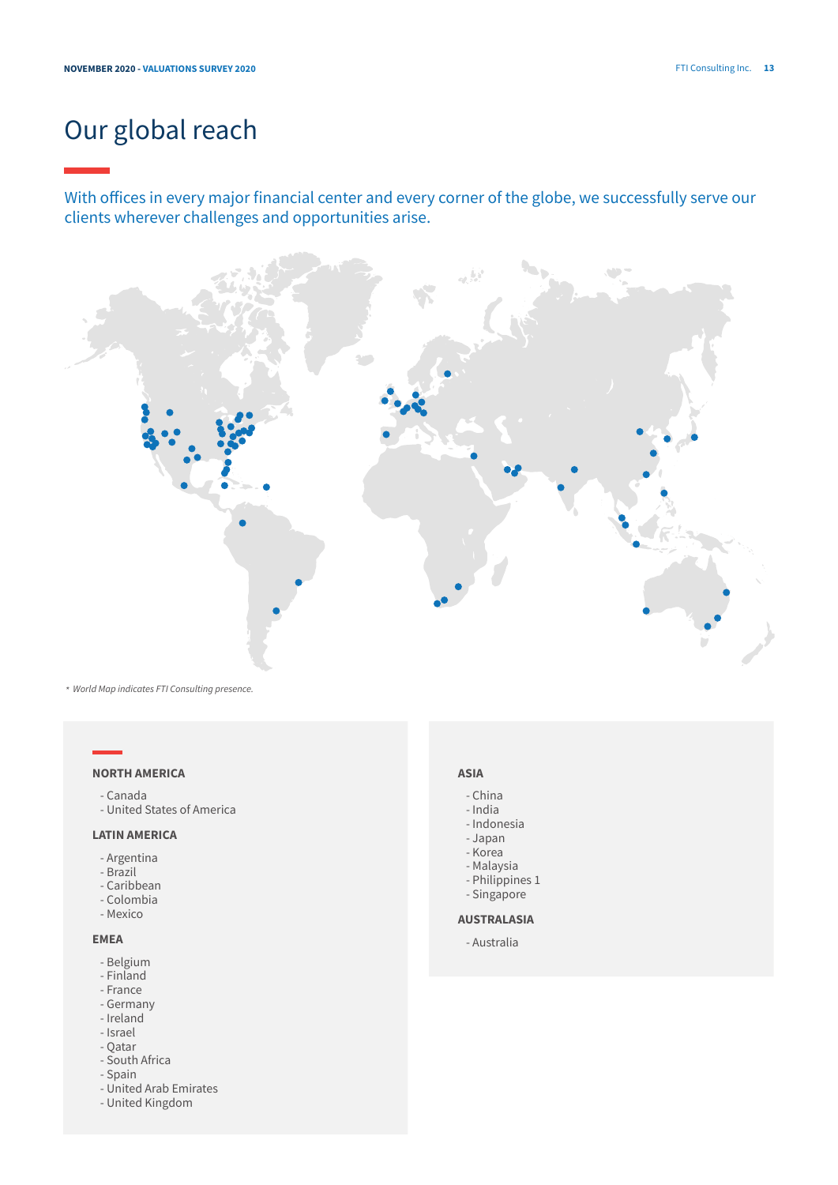# Our global reach

With offices in every major financial center and every corner of the globe, we successfully serve our clients wherever challenges and opportunities arise.

* *World Map indicates FTI Consulting presence.*

**NORTH AMERICA**

- Canada
- United States of America

**LATIN AMERICA**

- Argentina
- Brazil
- Caribbean
- Colombia
- Mexico

**EMEA**

- Belgium
- Finland
- France
- Germany
- Ireland
- Israel
- Qatar
- South Africa
- Spain
- United Arab Emirates
- United Kingdom

**ASIA**

- China
- India
- Indonesia
- Japan
- Korea
- Malaysia
- Philippines 1
- Singapore

**AUSTRALASIA**

- Australia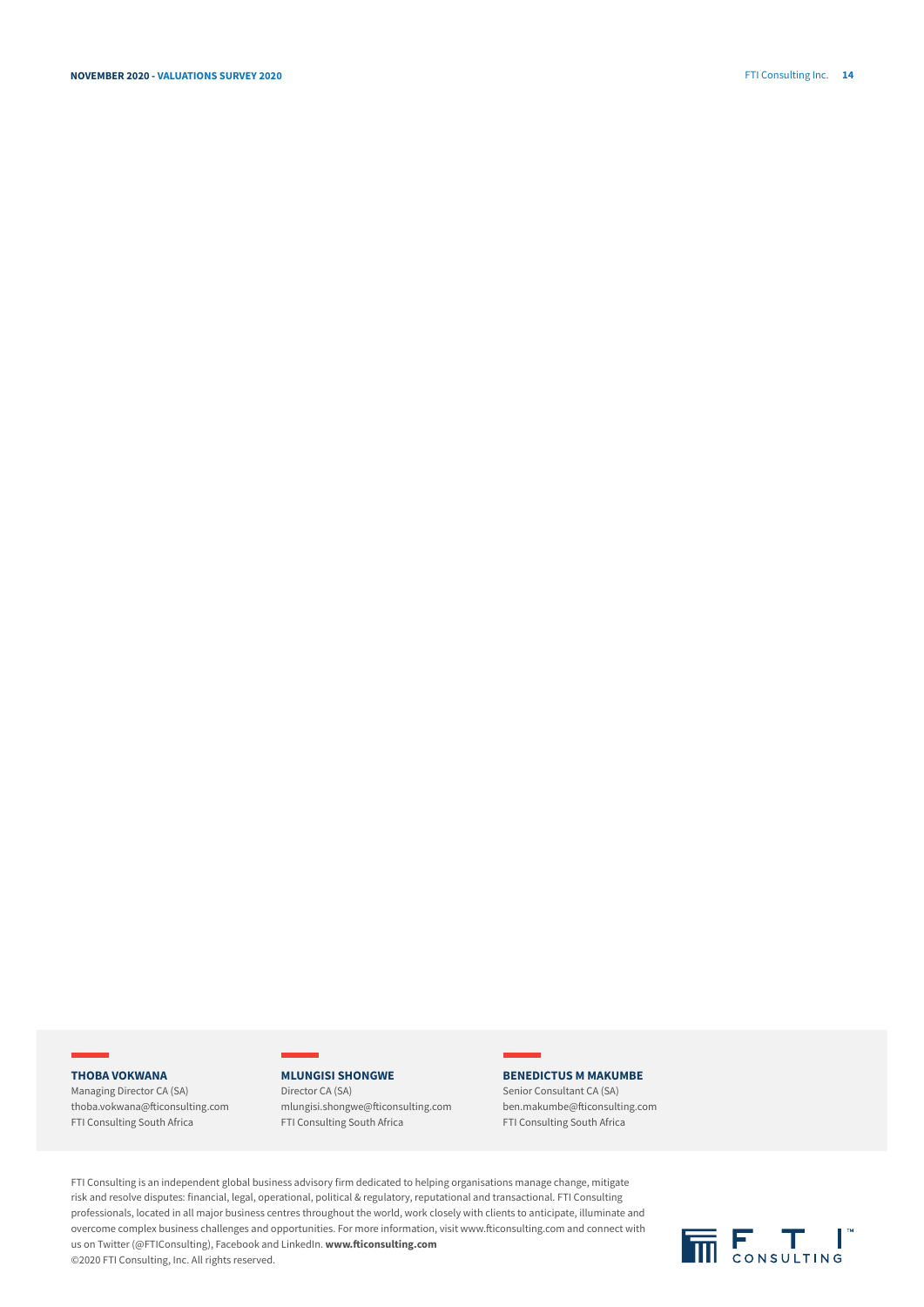**THOBA VOKWANA**
Managing Director CA (SA)
thoba.vokwana@fticonsulting.com
FTI Consulting South Africa

**MLUNGISI SHONGWE**
Director CA (SA)
mlungisi.shongwe@fticonsulting.com
FTI Consulting South Africa

**BENEDICTUS M MAKUMBE**
Senior Consultant CA (SA)
ben.makumbe@fticonsulting.com
FTI Consulting South Africa

FTI Consulting is an independent global business advisory firm dedicated to helping organisations manage change, mitigate risk and resolve disputes: financial, legal, operational, political & regulatory, reputational and transactional. FTI Consulting professionals, located in all major business centres throughout the world, work closely with clients to anticipate, illuminate and overcome complex business challenges and opportunities. For more information, visit www.fticonsulting.com and connect with us on Twitter (@FTIConsulting), Facebook and LinkedIn. **www.fticonsulting.com**
©2020 FTI Consulting, Inc. All rights reserved.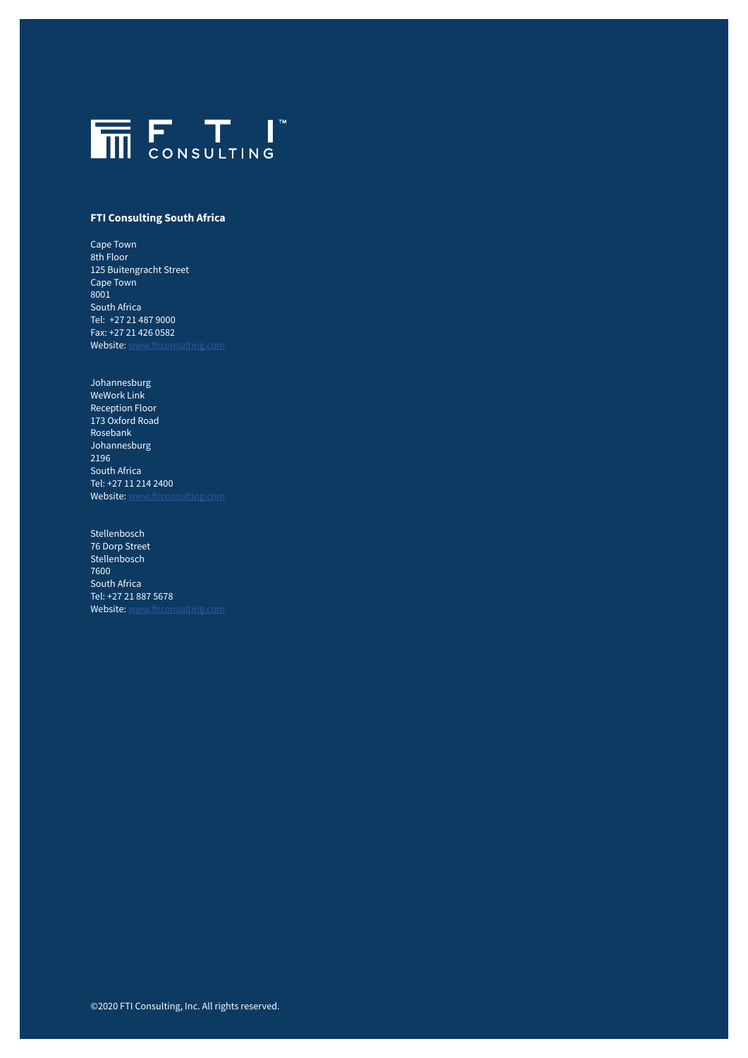F T I™ CONSULTING

**FTI Consulting South Africa**

Cape Town
8th Floor
125 Buitengracht Street
Cape Town
8001
South Africa
Tel: +27 21 487 9000
Fax: +27 21 426 0582
Website: www.fticonsulting.com

Johannesburg
WeWork Link
Reception Floor
173 Oxford Road
Rosebank
Johannesburg
2196
South Africa
Tel: +27 11 214 2400
Website: www.fticonsulting.com

Stellenbosch
76 Dorp Street
Stellenbosch
7600
South Africa
Tel: +27 21 887 5678
Website: www.fticonsulting.com

©2020 FTI Consulting, Inc. All rights reserved.